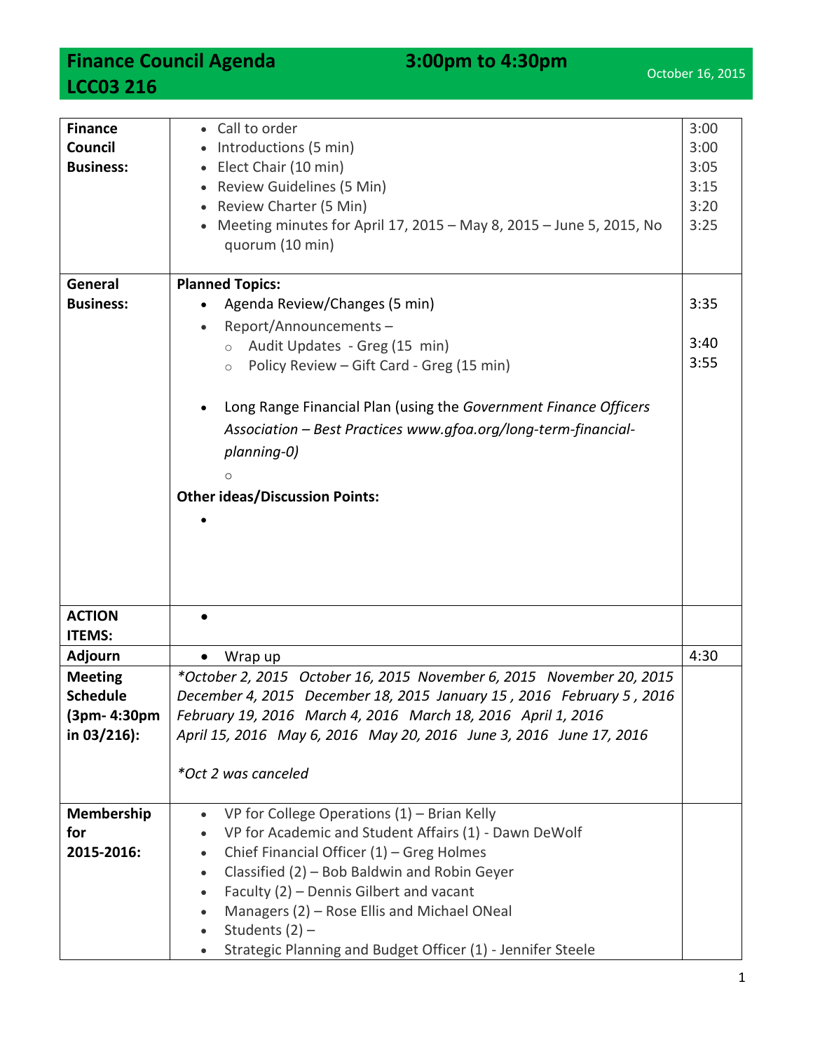# Finance Council Agenda 3:00pm to 4:30pm

## LCC03 216

October 16, 2015

| | | |
|---|---|---|
| **Finance Council Business:** | • Call to order<br>• Introductions (5 min)<br>• Elect Chair (10 min)<br>• Review Guidelines (5 Min)<br>• Review Charter (5 Min)<br>• Meeting minutes for April 17, 2015 – May 8, 2015 – June 5, 2015, No quorum (10 min) | 3:00<br>3:00<br>3:05<br>3:15<br>3:20<br>3:25 |
| **General Business:** | **Planned Topics:**<br>• Agenda Review/Changes (5 min)<br>• Report/Announcements –<br>  ○ Audit Updates - Greg (15 min)<br>  ○ Policy Review – Gift Card - Greg (15 min)<br><br>• Long Range Financial Plan (using the *Government Finance Officers Association – Best Practices www.gfoa.org/long-term-financial-planning-0)*<br>  ○<br>**Other ideas/Discussion Points:**<br>• | 3:35<br><br>3:40<br>3:55 |
| **ACTION ITEMS:** | • | |
| **Adjourn** | • Wrap up | 4:30 |
| **Meeting Schedule (3pm- 4:30pm in 03/216):** | *\*October 2, 2015 October 16, 2015 November 6, 2015 November 20, 2015 December 4, 2015 December 18, 2015 January 15 , 2016 February 5 , 2016 February 19, 2016 March 4, 2016 March 18, 2016 April 1, 2016 April 15, 2016 May 6, 2016 May 20, 2016 June 3, 2016 June 17, 2016*<br><br>*\*Oct 2 was canceled* | |
| **Membership for 2015-2016:** | • VP for College Operations (1) – Brian Kelly<br>• VP for Academic and Student Affairs (1) - Dawn DeWolf<br>• Chief Financial Officer (1) – Greg Holmes<br>• Classified (2) – Bob Baldwin and Robin Geyer<br>• Faculty (2) – Dennis Gilbert and vacant<br>• Managers (2) – Rose Ellis and Michael ONeal<br>• Students (2) –<br>• Strategic Planning and Budget Officer (1) - Jennifer Steele | |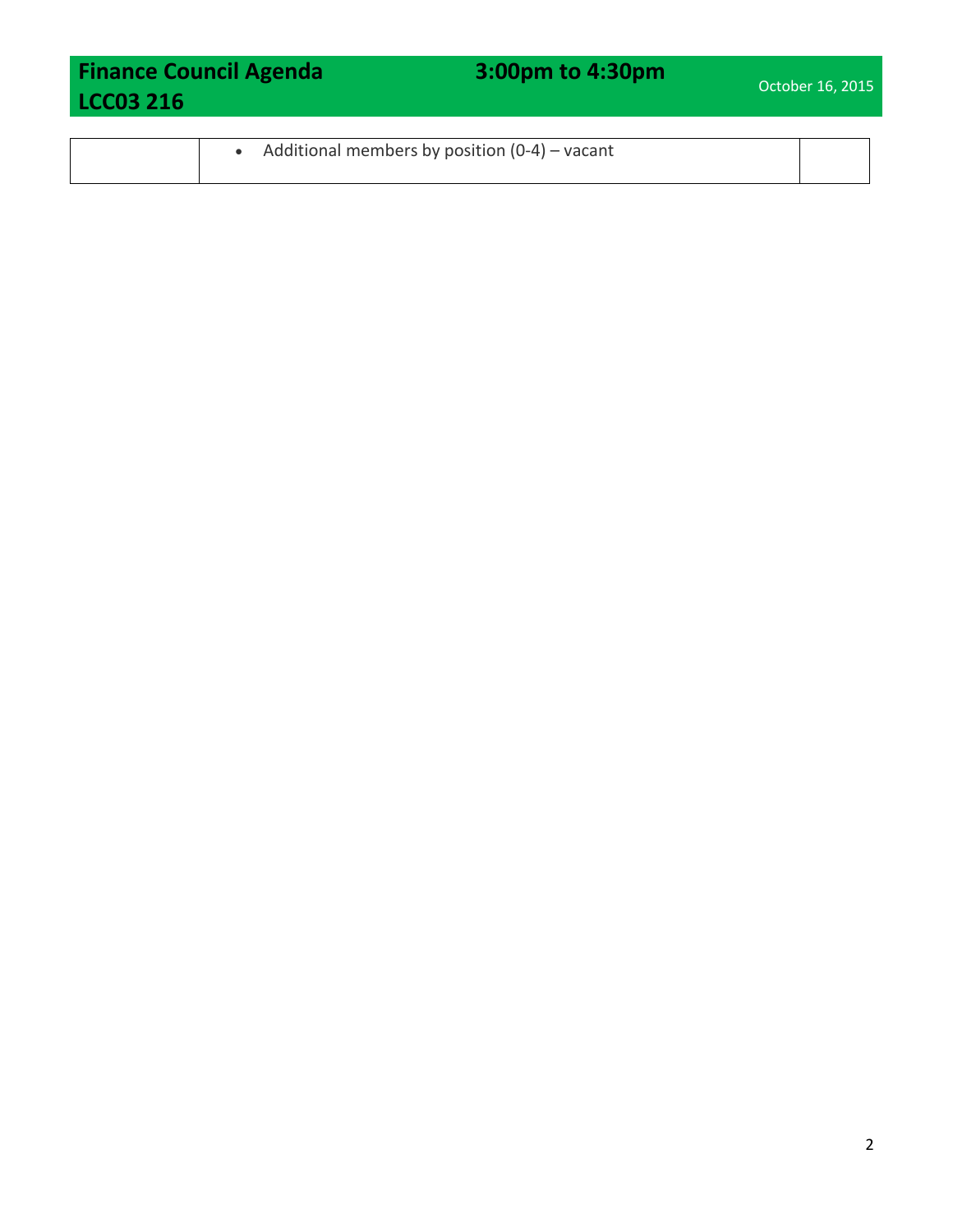| | | |
|---|---|---|
| | • Additional members by position (0-4) – vacant | |